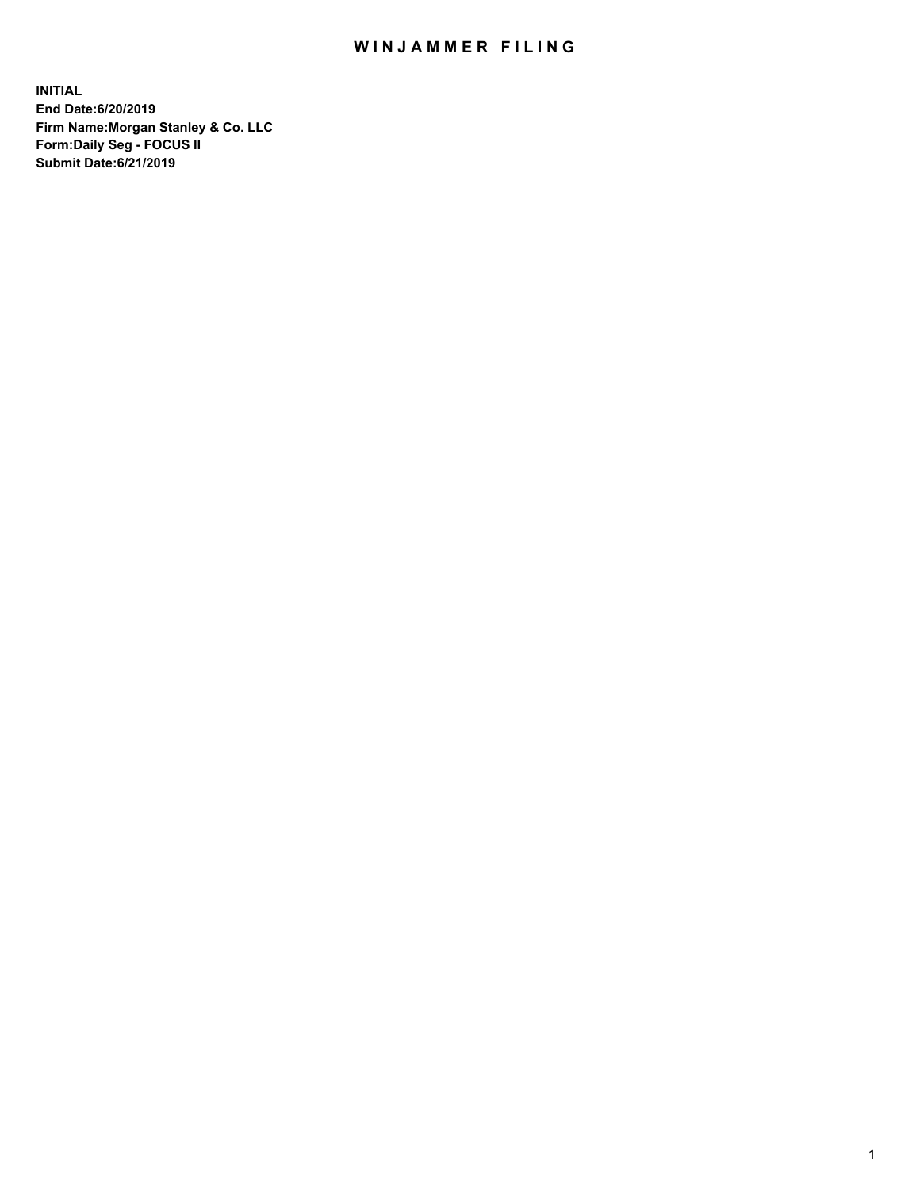# WINJAMMER FILING

**INITIAL**
**End Date:6/20/2019**
**Firm Name:Morgan Stanley & Co. LLC**
**Form:Daily Seg - FOCUS II**
**Submit Date:6/21/2019**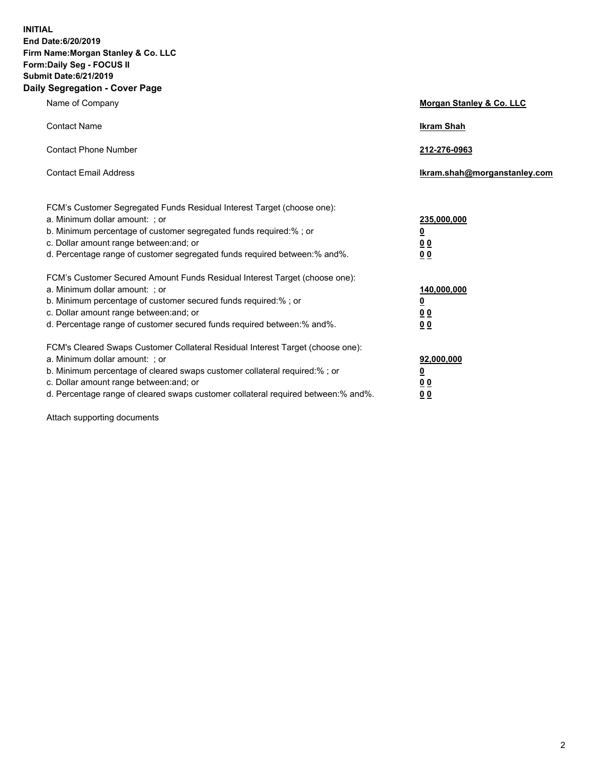**INITIAL**
**End Date:6/20/2019**
**Firm Name:Morgan Stanley & Co. LLC**
**Form:Daily Seg - FOCUS II**
**Submit Date:6/21/2019**
## Daily Segregation - Cover Page

| | |
|---|---|
| Name of Company | **Morgan Stanley & Co. LLC** |
| Contact Name | **Ikram Shah** |
| Contact Phone Number | **212-276-0963** |
| Contact Email Address | **Ikram.shah@morganstanley.com** |

| | |
|---|---|
| FCM's Customer Segregated Funds Residual Interest Target (choose one): | |
| a. Minimum dollar amount: ; or | **235,000,000** |
| b. Minimum percentage of customer segregated funds required:% ; or | **0** |
| c. Dollar amount range between:and; or | **0 0** |
| d. Percentage range of customer segregated funds required between:% and%. | **0 0** |
| FCM's Customer Secured Amount Funds Residual Interest Target (choose one): | |
| a. Minimum dollar amount: ; or | **140,000,000** |
| b. Minimum percentage of customer secured funds required:% ; or | **0** |
| c. Dollar amount range between:and; or | **0 0** |
| d. Percentage range of customer secured funds required between:% and%. | **0 0** |
| FCM's Cleared Swaps Customer Collateral Residual Interest Target (choose one): | |
| a. Minimum dollar amount: ; or | **92,000,000** |
| b. Minimum percentage of cleared swaps customer collateral required:% ; or | **0** |
| c. Dollar amount range between:and; or | **0 0** |
| d. Percentage range of cleared swaps customer collateral required between:% and%. | **0 0** |

Attach supporting documents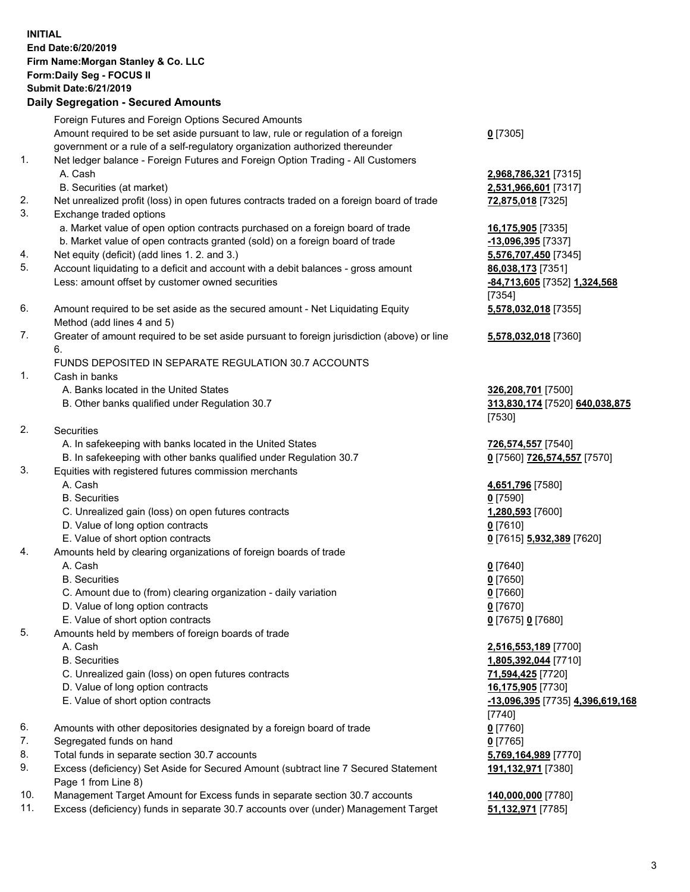**INITIAL**
**End Date:6/20/2019**
**Firm Name:Morgan Stanley & Co. LLC**
**Form:Daily Seg - FOCUS II**
**Submit Date:6/21/2019**

## Daily Segregation - Secured Amounts

| | | |
|---|---|---|
| | Foreign Futures and Foreign Options Secured Amounts | |
| | Amount required to be set aside pursuant to law, rule or regulation of a foreign government or a rule of a self-regulatory organization authorized thereunder | **0** [7305] |
| 1. | Net ledger balance - Foreign Futures and Foreign Option Trading - All Customers | |
| | A. Cash | **2,968,786,321** [7315] |
| | B. Securities (at market) | **2,531,966,601** [7317] |
| 2. | Net unrealized profit (loss) in open futures contracts traded on a foreign board of trade | **72,875,018** [7325] |
| 3. | Exchange traded options | |
| | a. Market value of open option contracts purchased on a foreign board of trade | **16,175,905** [7335] |
| | b. Market value of open contracts granted (sold) on a foreign board of trade | **-13,096,395** [7337] |
| 4. | Net equity (deficit) (add lines 1. 2. and 3.) | **5,576,707,450** [7345] |
| 5. | Account liquidating to a deficit and account with a debit balances - gross amount | **86,038,173** [7351] |
| | Less: amount offset by customer owned securities | **-84,713,605** [7352] **1,324,568** [7354] |
| 6. | Amount required to be set aside as the secured amount - Net Liquidating Equity Method (add lines 4 and 5) | **5,578,032,018** [7355] |
| 7. | Greater of amount required to be set aside pursuant to foreign jurisdiction (above) or line 6. | **5,578,032,018** [7360] |
| | FUNDS DEPOSITED IN SEPARATE REGULATION 30.7 ACCOUNTS | |
| 1. | Cash in banks | |
| | A. Banks located in the United States | **326,208,701** [7500] |
| | B. Other banks qualified under Regulation 30.7 | **313,830,174** [7520] **640,038,875** [7530] |
| 2. | Securities | |
| | A. In safekeeping with banks located in the United States | **726,574,557** [7540] |
| | B. In safekeeping with other banks qualified under Regulation 30.7 | **0** [7560] **726,574,557** [7570] |
| 3. | Equities with registered futures commission merchants | |
| | A. Cash | **4,651,796** [7580] |
| | B. Securities | **0** [7590] |
| | C. Unrealized gain (loss) on open futures contracts | **1,280,593** [7600] |
| | D. Value of long option contracts | **0** [7610] |
| | E. Value of short option contracts | **0** [7615] **5,932,389** [7620] |
| 4. | Amounts held by clearing organizations of foreign boards of trade | |
| | A. Cash | **0** [7640] |
| | B. Securities | **0** [7650] |
| | C. Amount due to (from) clearing organization - daily variation | **0** [7660] |
| | D. Value of long option contracts | **0** [7670] |
| | E. Value of short option contracts | **0** [7675] **0** [7680] |
| 5. | Amounts held by members of foreign boards of trade | |
| | A. Cash | **2,516,553,189** [7700] |
| | B. Securities | **1,805,392,044** [7710] |
| | C. Unrealized gain (loss) on open futures contracts | **71,594,425** [7720] |
| | D. Value of long option contracts | **16,175,905** [7730] |
| | E. Value of short option contracts | **-13,096,395** [7735] **4,396,619,168** [7740] |
| 6. | Amounts with other depositories designated by a foreign board of trade | **0** [7760] |
| 7. | Segregated funds on hand | **0** [7765] |
| 8. | Total funds in separate section 30.7 accounts | **5,769,164,989** [7770] |
| 9. | Excess (deficiency) Set Aside for Secured Amount (subtract line 7 Secured Statement Page 1 from Line 8) | **191,132,971** [7380] |
| 10. | Management Target Amount for Excess funds in separate section 30.7 accounts | **140,000,000** [7780] |
| 11. | Excess (deficiency) funds in separate 30.7 accounts over (under) Management Target | **51,132,971** [7785] |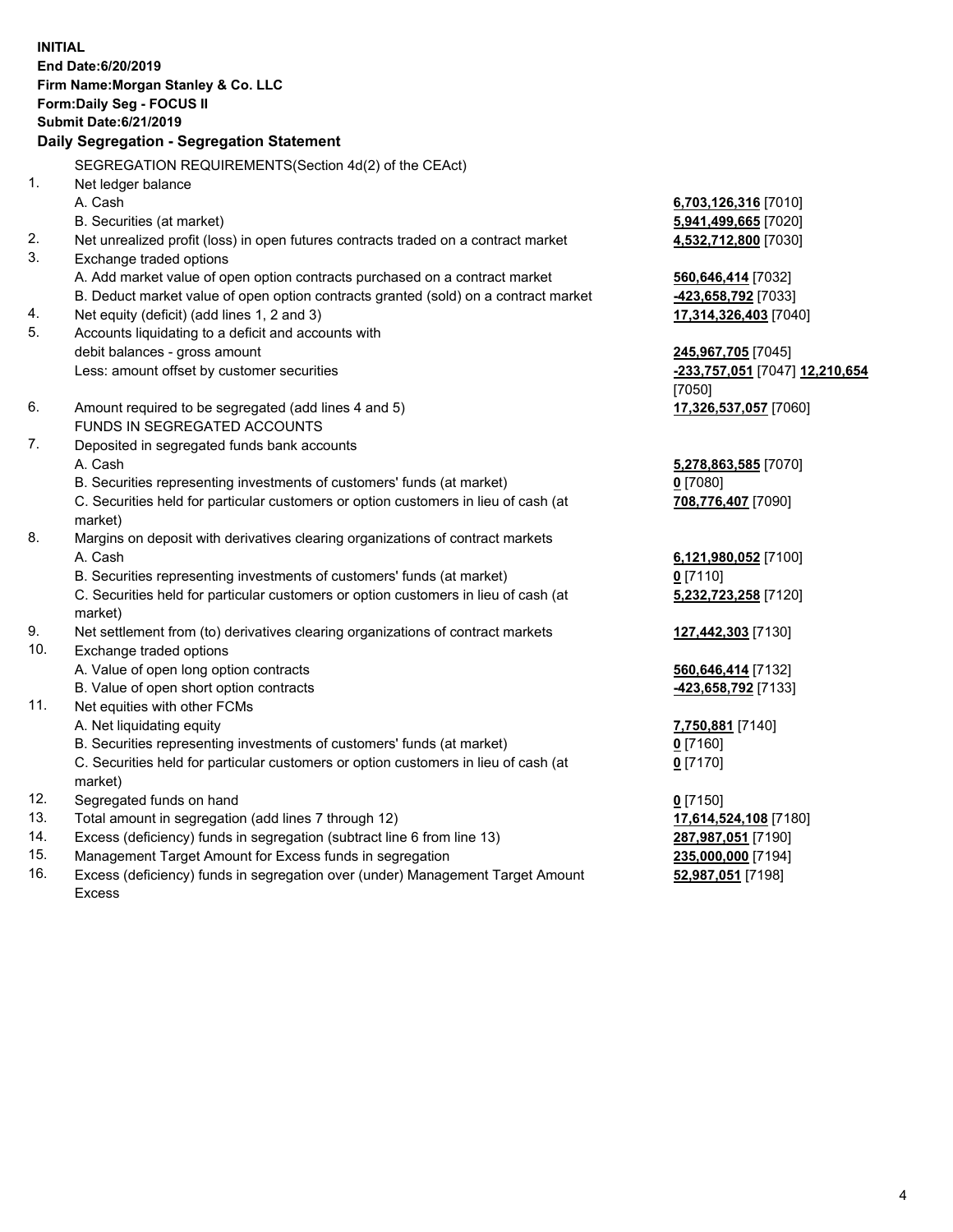**INITIAL**
**End Date:6/20/2019**
**Firm Name:Morgan Stanley & Co. LLC**
**Form:Daily Seg - FOCUS II**
**Submit Date:6/21/2019**
**Daily Segregation - Segregation Statement**

| | | |
|---|---|---|
| | SEGREGATION REQUIREMENTS(Section 4d(2) of the CEAct) | |
| 1. | Net ledger balance | |
| | A. Cash | **6,703,126,316** [7010] |
| | B. Securities (at market) | **5,941,499,665** [7020] |
| 2. | Net unrealized profit (loss) in open futures contracts traded on a contract market | **4,532,712,800** [7030] |
| 3. | Exchange traded options | |
| | A. Add market value of open option contracts purchased on a contract market | **560,646,414** [7032] |
| | B. Deduct market value of open option contracts granted (sold) on a contract market | **-423,658,792** [7033] |
| 4. | Net equity (deficit) (add lines 1, 2 and 3) | **17,314,326,403** [7040] |
| 5. | Accounts liquidating to a deficit and accounts with debit balances - gross amount | **245,967,705** [7045] |
| | Less: amount offset by customer securities | **-233,757,051** [7047] **12,210,654** [7050] |
| 6. | Amount required to be segregated (add lines 4 and 5) | **17,326,537,057** [7060] |
| | FUNDS IN SEGREGATED ACCOUNTS | |
| 7. | Deposited in segregated funds bank accounts | |
| | A. Cash | **5,278,863,585** [7070] |
| | B. Securities representing investments of customers' funds (at market) | **0** [7080] |
| | C. Securities held for particular customers or option customers in lieu of cash (at market) | **708,776,407** [7090] |
| 8. | Margins on deposit with derivatives clearing organizations of contract markets | |
| | A. Cash | **6,121,980,052** [7100] |
| | B. Securities representing investments of customers' funds (at market) | **0** [7110] |
| | C. Securities held for particular customers or option customers in lieu of cash (at market) | **5,232,723,258** [7120] |
| 9. | Net settlement from (to) derivatives clearing organizations of contract markets | **127,442,303** [7130] |
| 10. | Exchange traded options | |
| | A. Value of open long option contracts | **560,646,414** [7132] |
| | B. Value of open short option contracts | **-423,658,792** [7133] |
| 11. | Net equities with other FCMs | |
| | A. Net liquidating equity | **7,750,881** [7140] |
| | B. Securities representing investments of customers' funds (at market) | **0** [7160] |
| | C. Securities held for particular customers or option customers in lieu of cash (at market) | **0** [7170] |
| 12. | Segregated funds on hand | **0** [7150] |
| 13. | Total amount in segregation (add lines 7 through 12) | **17,614,524,108** [7180] |
| 14. | Excess (deficiency) funds in segregation (subtract line 6 from line 13) | **287,987,051** [7190] |
| 15. | Management Target Amount for Excess funds in segregation | **235,000,000** [7194] |
| 16. | Excess (deficiency) funds in segregation over (under) Management Target Amount Excess | **52,987,051** [7198] |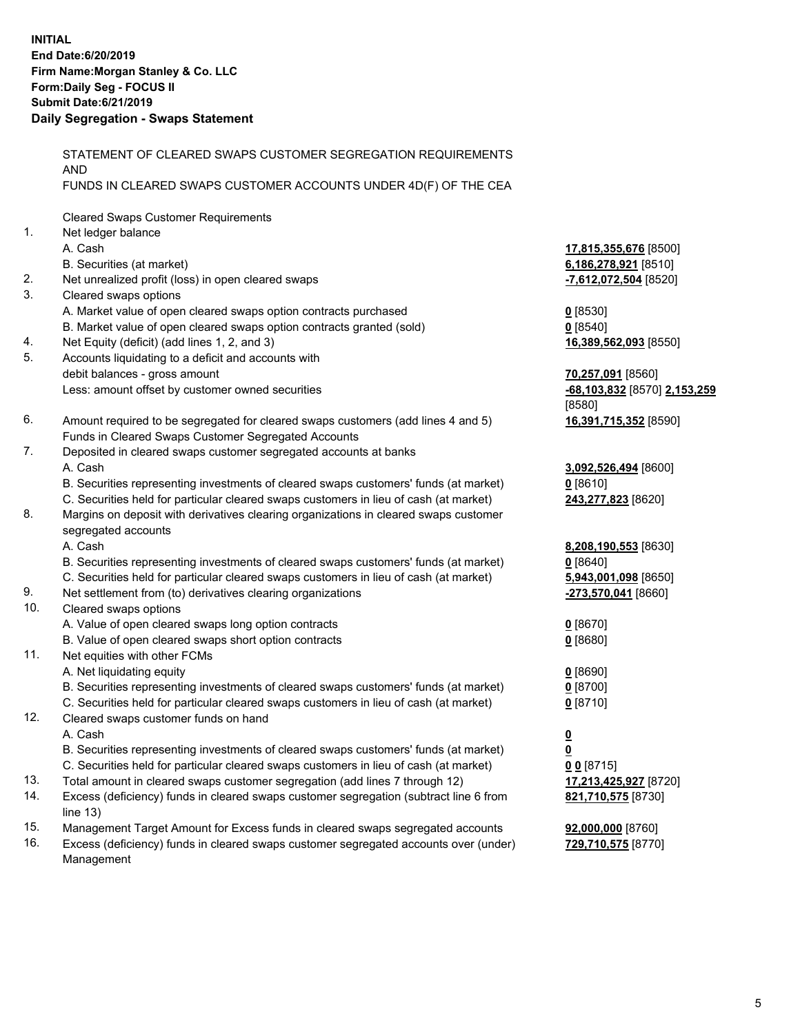**INITIAL**
**End Date:6/20/2019**
**Firm Name:Morgan Stanley & Co. LLC**
**Form:Daily Seg - FOCUS II**
**Submit Date:6/21/2019**
**Daily Segregation - Swaps Statement**

STATEMENT OF CLEARED SWAPS CUSTOMER SEGREGATION REQUIREMENTS AND FUNDS IN CLEARED SWAPS CUSTOMER ACCOUNTS UNDER 4D(F) OF THE CEA

| | | |
|---|---|---|
| | Cleared Swaps Customer Requirements | |
| 1. | Net ledger balance | |
| | A. Cash | **17,815,355,676** [8500] |
| | B. Securities (at market) | **6,186,278,921** [8510] |
| 2. | Net unrealized profit (loss) in open cleared swaps | **-7,612,072,504** [8520] |
| 3. | Cleared swaps options | |
| | A. Market value of open cleared swaps option contracts purchased | **0** [8530] |
| | B. Market value of open cleared swaps option contracts granted (sold) | **0** [8540] |
| 4. | Net Equity (deficit) (add lines 1, 2, and 3) | **16,389,562,093** [8550] |
| 5. | Accounts liquidating to a deficit and accounts with debit balances - gross amount | **70,257,091** [8560] |
| | Less: amount offset by customer owned securities | **-68,103,832** [8570] **2,153,259** [8580] |
| 6. | Amount required to be segregated for cleared swaps customers (add lines 4 and 5) | **16,391,715,352** [8590] |
| | Funds in Cleared Swaps Customer Segregated Accounts | |
| 7. | Deposited in cleared swaps customer segregated accounts at banks | |
| | A. Cash | **3,092,526,494** [8600] |
| | B. Securities representing investments of cleared swaps customers' funds (at market) | **0** [8610] |
| | C. Securities held for particular cleared swaps customers in lieu of cash (at market) | **243,277,823** [8620] |
| 8. | Margins on deposit with derivatives clearing organizations in cleared swaps customer segregated accounts | |
| | A. Cash | **8,208,190,553** [8630] |
| | B. Securities representing investments of cleared swaps customers' funds (at market) | **0** [8640] |
| | C. Securities held for particular cleared swaps customers in lieu of cash (at market) | **5,943,001,098** [8650] |
| 9. | Net settlement from (to) derivatives clearing organizations | **-273,570,041** [8660] |
| 10. | Cleared swaps options | |
| | A. Value of open cleared swaps long option contracts | **0** [8670] |
| | B. Value of open cleared swaps short option contracts | **0** [8680] |
| 11. | Net equities with other FCMs | |
| | A. Net liquidating equity | **0** [8690] |
| | B. Securities representing investments of cleared swaps customers' funds (at market) | **0** [8700] |
| | C. Securities held for particular cleared swaps customers in lieu of cash (at market) | **0** [8710] |
| 12. | Cleared swaps customer funds on hand | |
| | A. Cash | **0** |
| | B. Securities representing investments of cleared swaps customers' funds (at market) | **0** |
| | C. Securities held for particular cleared swaps customers in lieu of cash (at market) | **0** **0** [8715] |
| 13. | Total amount in cleared swaps customer segregation (add lines 7 through 12) | **17,213,425,927** [8720] |
| 14. | Excess (deficiency) funds in cleared swaps customer segregation (subtract line 6 from line 13) | **821,710,575** [8730] |
| 15. | Management Target Amount for Excess funds in cleared swaps segregated accounts | **92,000,000** [8760] |
| 16. | Excess (deficiency) funds in cleared swaps customer segregated accounts over (under) Management | **729,710,575** [8770] |